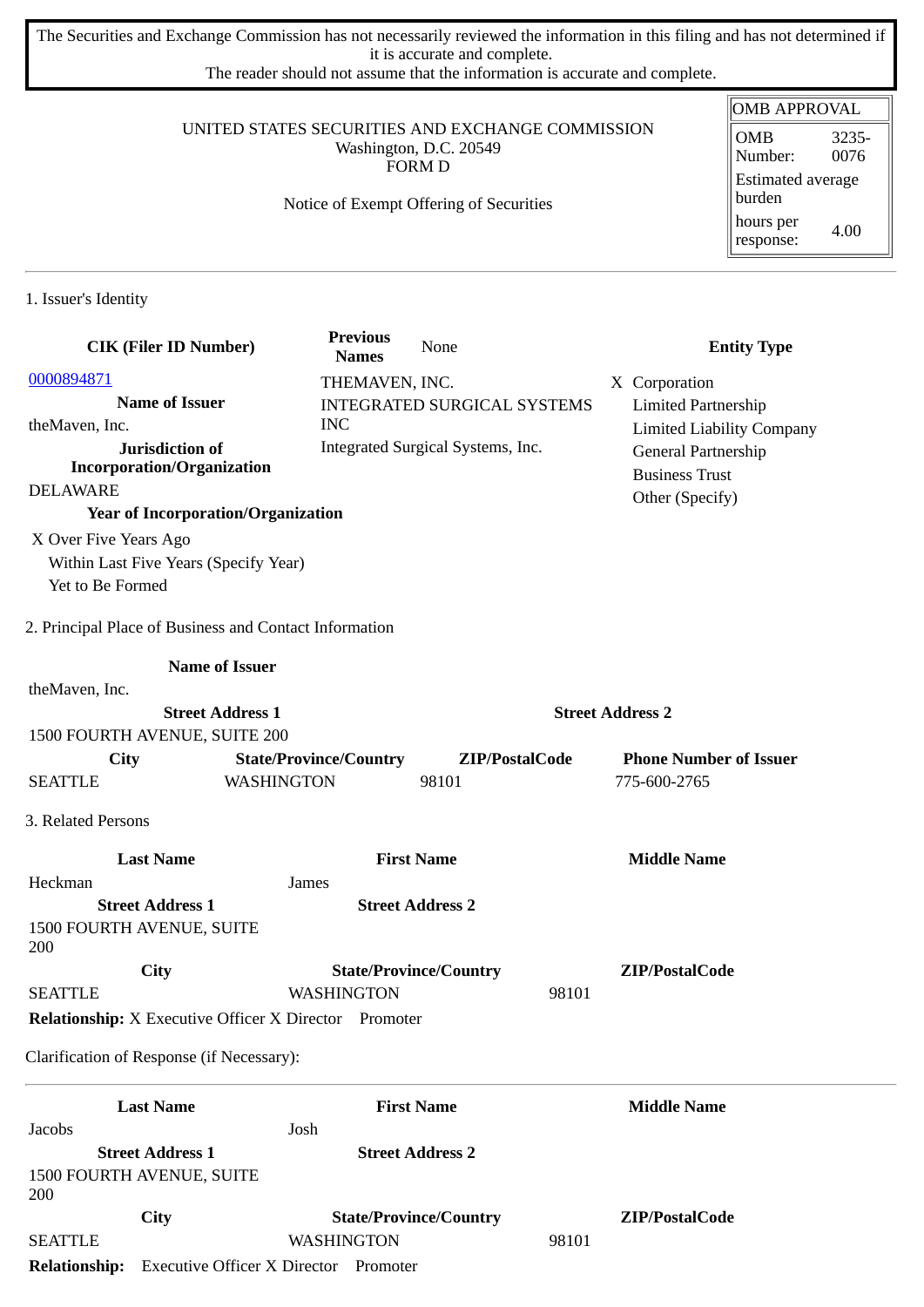The Securities and Exchange Commission has not necessarily reviewed the information in this filing and has not determined if it is accurate and complete.
The reader should not assume that the information is accurate and complete.

| OMB APPROVAL | |
|---|---|
| OMB Number: | 3235-0076 |
| Estimated average burden | |
| hours per response: | 4.00 |

UNITED STATES SECURITIES AND EXCHANGE COMMISSION
Washington, D.C. 20549
FORM D

Notice of Exempt Offering of Securities

## 1. Issuer's Identity

| CIK (Filer ID Number) | Previous Names | Entity Type |
|---|---|---|
| 0000894871 | None | X Corporation |
| | THEMAVEN, INC. | Limited Partnership |
| | INTEGRATED SURGICAL SYSTEMS INC | Limited Liability Company |
| | Integrated Surgical Systems, Inc. | General Partnership |
| | | Business Trust |
| | | Other (Specify) |

**Name of Issuer**
theMaven, Inc.

**Jurisdiction of Incorporation/Organization**
DELAWARE

**Year of Incorporation/Organization**
X Over Five Years Ago
Within Last Five Years (Specify Year)
Yet to Be Formed

## 2. Principal Place of Business and Contact Information

**Name of Issuer**
theMaven, Inc.

| Street Address 1 | Street Address 2 |
|---|---|
| 1500 FOURTH AVENUE, SUITE 200 | |

| City | State/Province/Country | ZIP/PostalCode | Phone Number of Issuer |
|---|---|---|---|
| SEATTLE | WASHINGTON | 98101 | 775-600-2765 |

## 3. Related Persons

| Last Name | First Name | Middle Name |
|---|---|---|
| Heckman | James | |

| Street Address 1 | Street Address 2 |
|---|---|
| 1500 FOURTH AVENUE, SUITE 200 | |

| City | State/Province/Country | ZIP/PostalCode |
|---|---|---|
| SEATTLE | WASHINGTON | 98101 |

**Relationship:** X Executive Officer X Director Promoter

Clarification of Response (if Necessary):

---

| Last Name | First Name | Middle Name |
|---|---|---|
| Jacobs | Josh | |

| Street Address 1 | Street Address 2 |
|---|---|
| 1500 FOURTH AVENUE, SUITE 200 | |

| City | State/Province/Country | ZIP/PostalCode |
|---|---|---|
| SEATTLE | WASHINGTON | 98101 |

**Relationship:** Executive Officer X Director Promoter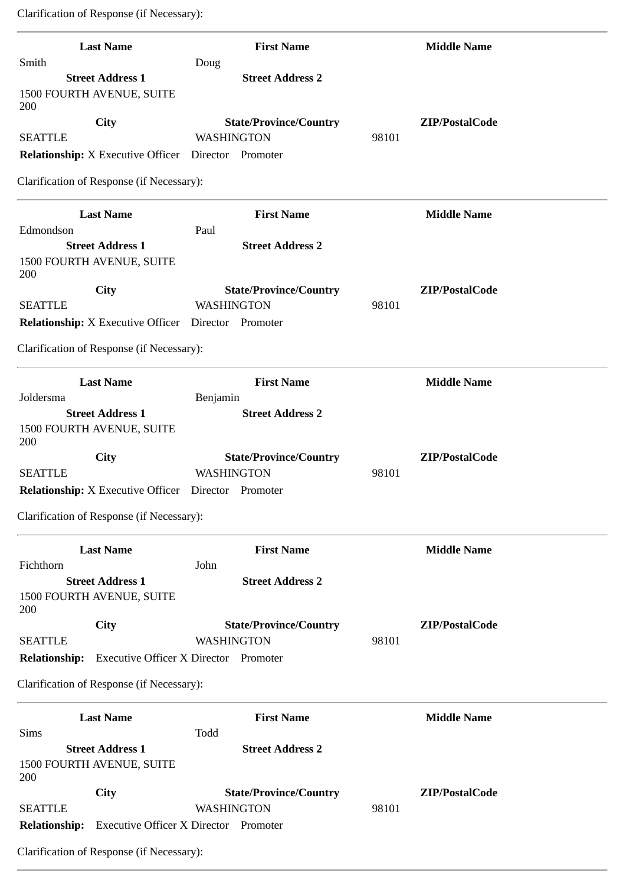Clarification of Response (if Necessary):

---

| Last Name | First Name | Middle Name |
|---|---|---|
| Smith | Doug | |
| **Street Address 1** | **Street Address 2** | |
| 1500 FOURTH AVENUE, SUITE 200 | | |
| **City** | **State/Province/Country** | **ZIP/PostalCode** |
| SEATTLE | WASHINGTON | 98101 |

**Relationship:** X Executive Officer  Director  Promoter

Clarification of Response (if Necessary):

---

| Last Name | First Name | Middle Name |
|---|---|---|
| Edmondson | Paul | |
| **Street Address 1** | **Street Address 2** | |
| 1500 FOURTH AVENUE, SUITE 200 | | |
| **City** | **State/Province/Country** | **ZIP/PostalCode** |
| SEATTLE | WASHINGTON | 98101 |

**Relationship:** X Executive Officer  Director  Promoter

Clarification of Response (if Necessary):

---

| Last Name | First Name | Middle Name |
|---|---|---|
| Joldersma | Benjamin | |
| **Street Address 1** | **Street Address 2** | |
| 1500 FOURTH AVENUE, SUITE 200 | | |
| **City** | **State/Province/Country** | **ZIP/PostalCode** |
| SEATTLE | WASHINGTON | 98101 |

**Relationship:** X Executive Officer  Director  Promoter

Clarification of Response (if Necessary):

---

| Last Name | First Name | Middle Name |
|---|---|---|
| Fichthorn | John | |
| **Street Address 1** | **Street Address 2** | |
| 1500 FOURTH AVENUE, SUITE 200 | | |
| **City** | **State/Province/Country** | **ZIP/PostalCode** |
| SEATTLE | WASHINGTON | 98101 |

**Relationship:** Executive Officer X Director  Promoter

Clarification of Response (if Necessary):

---

| Last Name | First Name | Middle Name |
|---|---|---|
| Sims | Todd | |
| **Street Address 1** | **Street Address 2** | |
| 1500 FOURTH AVENUE, SUITE 200 | | |
| **City** | **State/Province/Country** | **ZIP/PostalCode** |
| SEATTLE | WASHINGTON | 98101 |

**Relationship:** Executive Officer X Director  Promoter

Clarification of Response (if Necessary):

---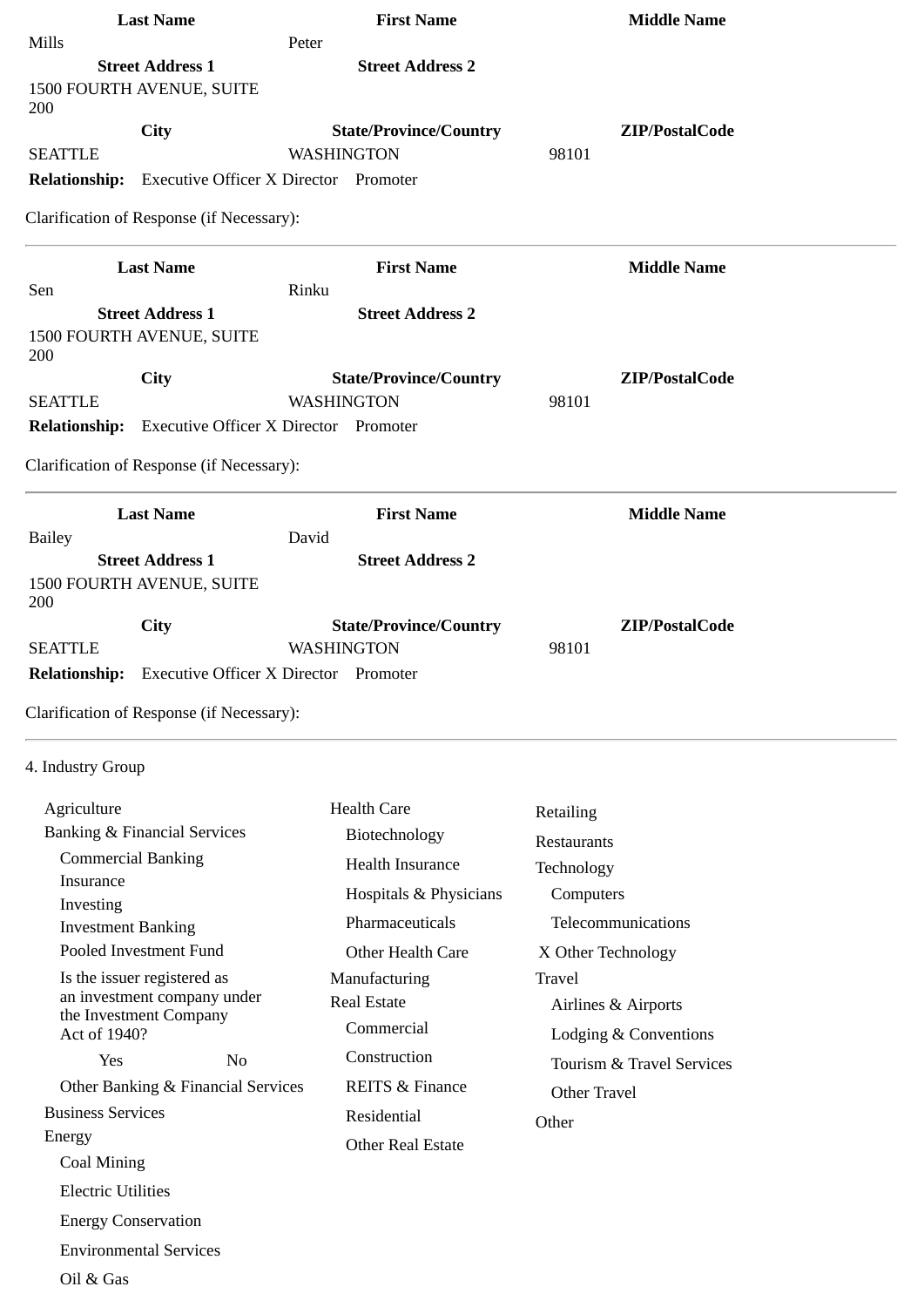| Last Name | First Name | Middle Name |
|---|---|---|
| Mills | Peter | |
| **Street Address 1** | **Street Address 2** | |
| 1500 FOURTH AVENUE, SUITE 200 | | |
| **City** | **State/Province/Country** | **ZIP/PostalCode** |
| SEATTLE | WASHINGTON | 98101 |

**Relationship:** Executive Officer X Director Promoter

Clarification of Response (if Necessary):

---

| Last Name | First Name | Middle Name |
|---|---|---|
| Sen | Rinku | |
| **Street Address 1** | **Street Address 2** | |
| 1500 FOURTH AVENUE, SUITE 200 | | |
| **City** | **State/Province/Country** | **ZIP/PostalCode** |
| SEATTLE | WASHINGTON | 98101 |

**Relationship:** Executive Officer X Director Promoter

Clarification of Response (if Necessary):

---

| Last Name | First Name | Middle Name |
|---|---|---|
| Bailey | David | |
| **Street Address 1** | **Street Address 2** | |
| 1500 FOURTH AVENUE, SUITE 200 | | |
| **City** | **State/Province/Country** | **ZIP/PostalCode** |
| SEATTLE | WASHINGTON | 98101 |

**Relationship:** Executive Officer X Director Promoter

Clarification of Response (if Necessary):

---

4. Industry Group

- Agriculture
- Banking & Financial Services
  - Commercial Banking
  - Insurance
  - Investing
  - Investment Banking
  - Pooled Investment Fund
  - Is the issuer registered as an investment company under the Investment Company Act of 1940?
    - Yes
    - No
  - Other Banking & Financial Services
- Business Services
- Energy
  - Coal Mining
  - Electric Utilities
  - Energy Conservation
  - Environmental Services
  - Oil & Gas
- Health Care
  - Biotechnology
  - Health Insurance
  - Hospitals & Physicians
  - Pharmaceuticals
  - Other Health Care
- Manufacturing
- Real Estate
  - Commercial
  - Construction
  - REITS & Finance
  - Residential
  - Other Real Estate
- Retailing
- Restaurants
- Technology
  - Computers
  - Telecommunications
  - X Other Technology
- Travel
  - Airlines & Airports
  - Lodging & Conventions
  - Tourism & Travel Services
  - Other Travel
- Other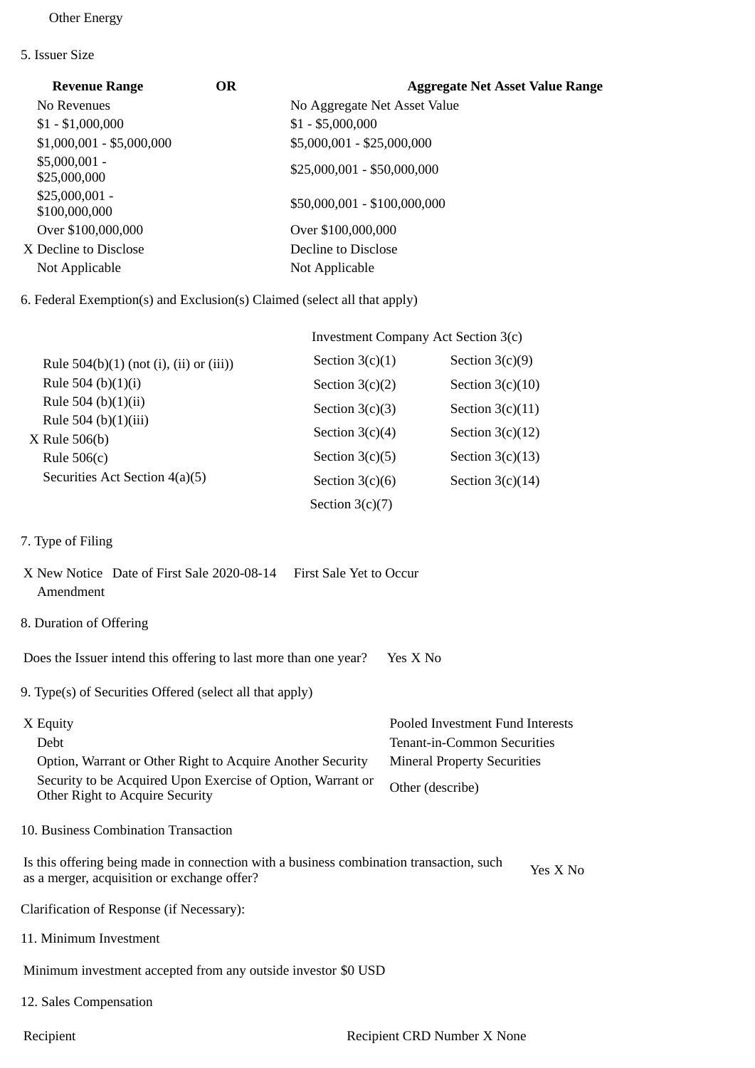Other Energy

5. Issuer Size

| Revenue Range | OR | Aggregate Net Asset Value Range |
|---|---|---|
| No Revenues | | No Aggregate Net Asset Value |
| $1 - $1,000,000 | | $1 - $5,000,000 |
| $1,000,001 - $5,000,000 | | $5,000,001 - $25,000,000 |
| $5,000,001 - $25,000,000 | | $25,000,001 - $50,000,000 |
| $25,000,001 - $100,000,000 | | $50,000,001 - $100,000,000 |
| Over $100,000,000 | | Over $100,000,000 |
| X Decline to Disclose | | Decline to Disclose |
| Not Applicable | | Not Applicable |

6. Federal Exemption(s) and Exclusion(s) Claimed (select all that apply)

| | Investment Company Act Section 3(c) | |
|---|---|---|
| Rule 504(b)(1) (not (i), (ii) or (iii)) | Section 3(c)(1) | Section 3(c)(9) |
| Rule 504 (b)(1)(i) | Section 3(c)(2) | Section 3(c)(10) |
| Rule 504 (b)(1)(ii) | Section 3(c)(3) | Section 3(c)(11) |
| Rule 504 (b)(1)(iii) | Section 3(c)(4) | Section 3(c)(12) |
| X Rule 506(b) | Section 3(c)(5) | Section 3(c)(13) |
| Rule 506(c) | Section 3(c)(6) | Section 3(c)(14) |
| Securities Act Section 4(a)(5) | Section 3(c)(7) | |

7. Type of Filing

X New Notice Date of First Sale 2020-08-14 First Sale Yet to Occur
Amendment

8. Duration of Offering

Does the Issuer intend this offering to last more than one year? Yes X No

9. Type(s) of Securities Offered (select all that apply)

| | |
|---|---|
| X Equity | Pooled Investment Fund Interests |
| Debt | Tenant-in-Common Securities |
| Option, Warrant or Other Right to Acquire Another Security | Mineral Property Securities |
| Security to be Acquired Upon Exercise of Option, Warrant or Other Right to Acquire Security | Other (describe) |

10. Business Combination Transaction

Is this offering being made in connection with a business combination transaction, such as a merger, acquisition or exchange offer? Yes X No

Clarification of Response (if Necessary):

11. Minimum Investment

Minimum investment accepted from any outside investor $0 USD

12. Sales Compensation

Recipient Recipient CRD Number X None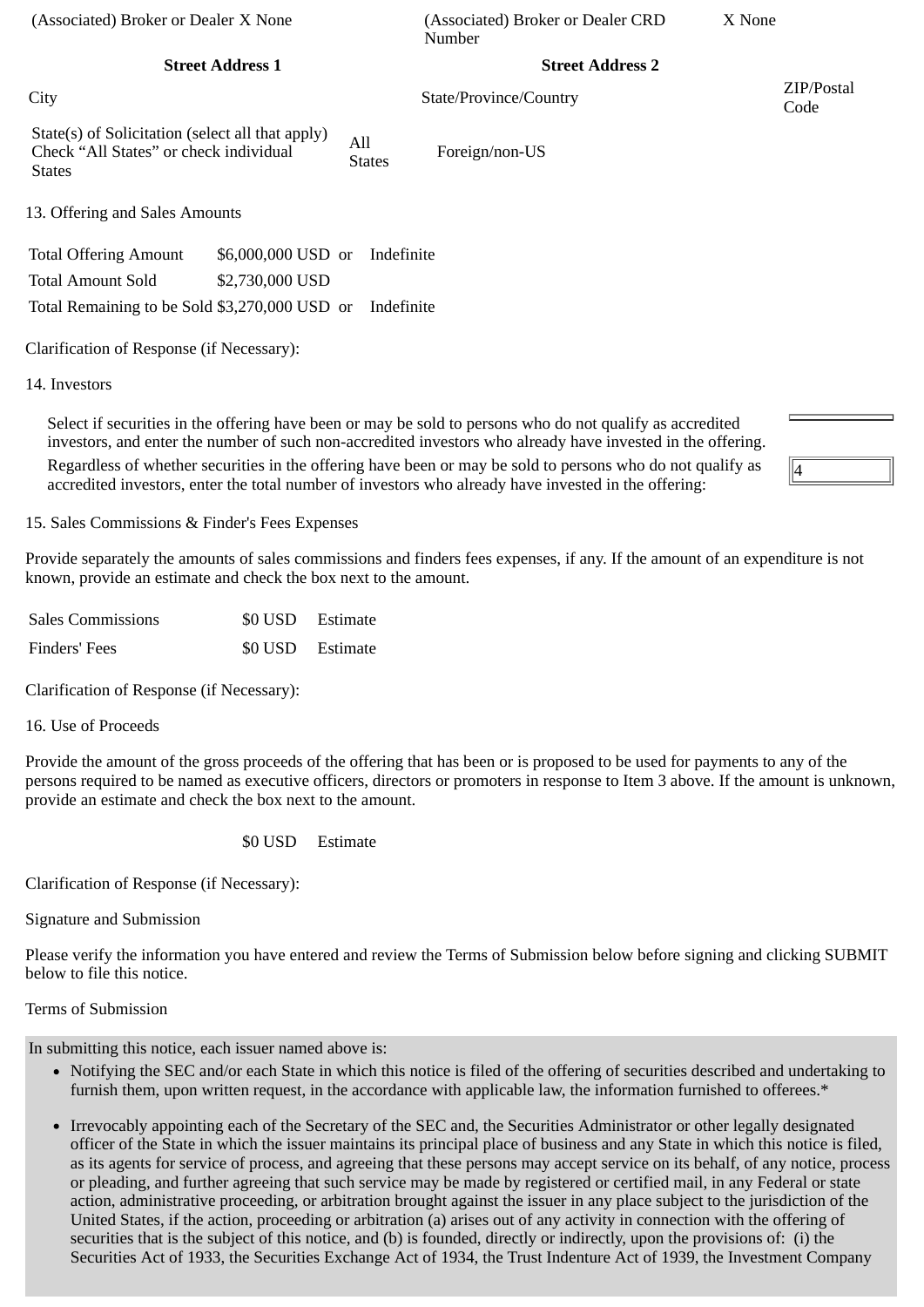| | | | |
|---|---|---|---|
| (Associated) Broker or Dealer X None | | (Associated) Broker or Dealer CRD Number | X None |
| **Street Address 1** | | **Street Address 2** | |
| City | | State/Province/Country | ZIP/Postal Code |
| State(s) of Solicitation (select all that apply) Check "All States" or check individual States | All States | Foreign/non-US | |

13. Offering and Sales Amounts

| | | | |
|---|---|---|---|
| Total Offering Amount | $6,000,000 USD | or | Indefinite |
| Total Amount Sold | $2,730,000 USD | | |
| Total Remaining to be Sold | $3,270,000 USD | or | Indefinite |

Clarification of Response (if Necessary):

14. Investors

| | |
|---|---|
| Select if securities in the offering have been or may be sold to persons who do not qualify as accredited investors, and enter the number of such non-accredited investors who already have invested in the offering. | |
| Regardless of whether securities in the offering have been or may be sold to persons who do not qualify as accredited investors, enter the total number of investors who already have invested in the offering: | 4 |

15. Sales Commissions & Finder's Fees Expenses

Provide separately the amounts of sales commissions and finders fees expenses, if any. If the amount of an expenditure is not known, provide an estimate and check the box next to the amount.

| | | |
|---|---|---|
| Sales Commissions | $0 USD | Estimate |
| Finders' Fees | $0 USD | Estimate |

Clarification of Response (if Necessary):

16. Use of Proceeds

Provide the amount of the gross proceeds of the offering that has been or is proposed to be used for payments to any of the persons required to be named as executive officers, directors or promoters in response to Item 3 above. If the amount is unknown, provide an estimate and check the box next to the amount.

$0 USD Estimate

Clarification of Response (if Necessary):

Signature and Submission

Please verify the information you have entered and review the Terms of Submission below before signing and clicking SUBMIT below to file this notice.

Terms of Submission

In submitting this notice, each issuer named above is:

- Notifying the SEC and/or each State in which this notice is filed of the offering of securities described and undertaking to furnish them, upon written request, in the accordance with applicable law, the information furnished to offerees.*
- Irrevocably appointing each of the Secretary of the SEC and, the Securities Administrator or other legally designated officer of the State in which the issuer maintains its principal place of business and any State in which this notice is filed, as its agents for service of process, and agreeing that these persons may accept service on its behalf, of any notice, process or pleading, and further agreeing that such service may be made by registered or certified mail, in any Federal or state action, administrative proceeding, or arbitration brought against the issuer in any place subject to the jurisdiction of the United States, if the action, proceeding or arbitration (a) arises out of any activity in connection with the offering of securities that is the subject of this notice, and (b) is founded, directly or indirectly, upon the provisions of: (i) the Securities Act of 1933, the Securities Exchange Act of 1934, the Trust Indenture Act of 1939, the Investment Company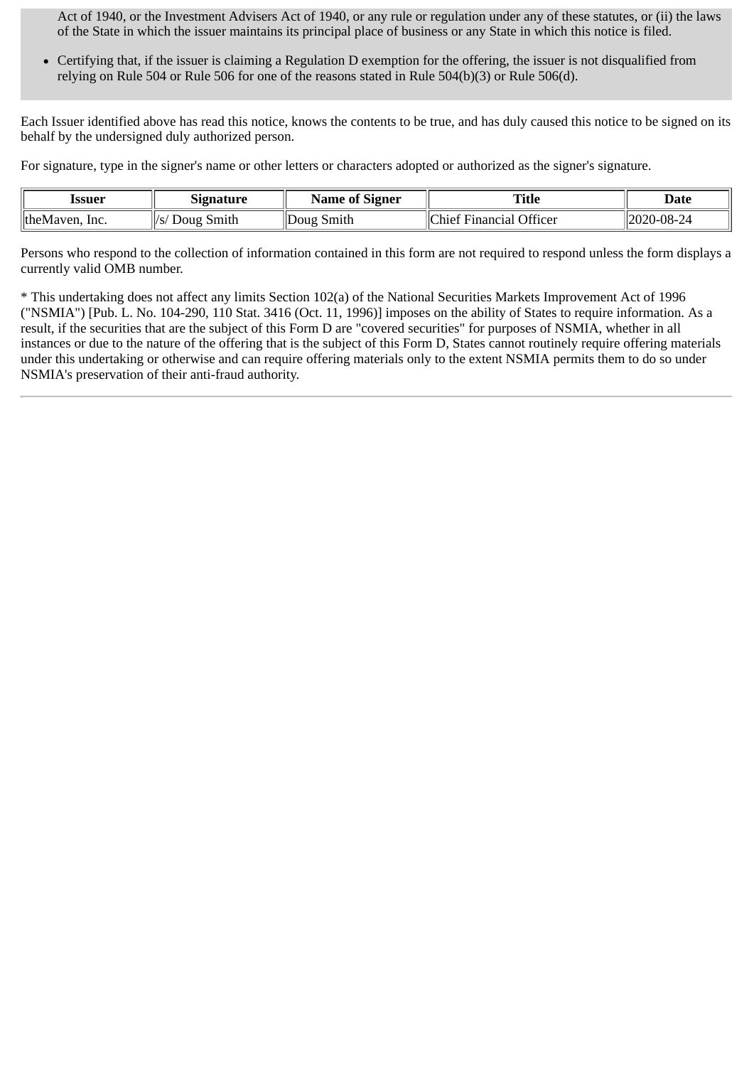Act of 1940, or the Investment Advisers Act of 1940, or any rule or regulation under any of these statutes, or (ii) the laws of the State in which the issuer maintains its principal place of business or any State in which this notice is filed.

- Certifying that, if the issuer is claiming a Regulation D exemption for the offering, the issuer is not disqualified from relying on Rule 504 or Rule 506 for one of the reasons stated in Rule 504(b)(3) or Rule 506(d).

Each Issuer identified above has read this notice, knows the contents to be true, and has duly caused this notice to be signed on its behalf by the undersigned duly authorized person.

For signature, type in the signer's name or other letters or characters adopted or authorized as the signer's signature.

| Issuer | Signature | Name of Signer | Title | Date |
|---|---|---|---|---|
| theMaven, Inc. | /s/ Doug Smith | Doug Smith | Chief Financial Officer | 2020-08-24 |

Persons who respond to the collection of information contained in this form are not required to respond unless the form displays a currently valid OMB number.

* This undertaking does not affect any limits Section 102(a) of the National Securities Markets Improvement Act of 1996 ("NSMIA") [Pub. L. No. 104-290, 110 Stat. 3416 (Oct. 11, 1996)] imposes on the ability of States to require information. As a result, if the securities that are the subject of this Form D are "covered securities" for purposes of NSMIA, whether in all instances or due to the nature of the offering that is the subject of this Form D, States cannot routinely require offering materials under this undertaking or otherwise and can require offering materials only to the extent NSMIA permits them to do so under NSMIA's preservation of their anti-fraud authority.